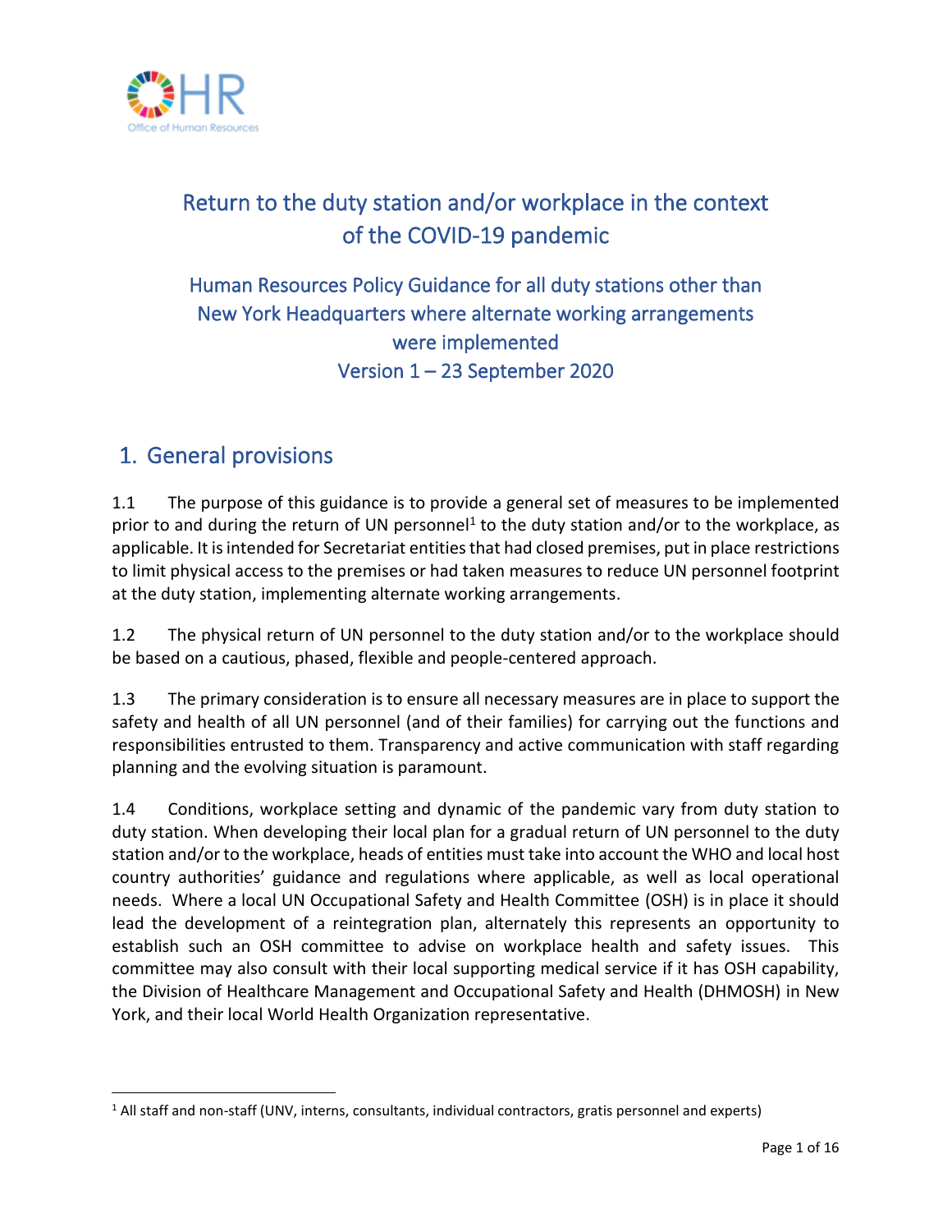# Return to the duty station and/or workplace in the context of the COVID-19 pandemic

## Human Resources Policy Guidance for all duty stations other than New York Headquarters where alternate working arrangements were implemented
## Version 1 – 23 September 2020

## 1. General provisions

1.1 The purpose of this guidance is to provide a general set of measures to be implemented prior to and during the return of UN personnel[1] to the duty station and/or to the workplace, as applicable. It is intended for Secretariat entities that had closed premises, put in place restrictions to limit physical access to the premises or had taken measures to reduce UN personnel footprint at the duty station, implementing alternate working arrangements.

1.2 The physical return of UN personnel to the duty station and/or to the workplace should be based on a cautious, phased, flexible and people-centered approach.

1.3 The primary consideration is to ensure all necessary measures are in place to support the safety and health of all UN personnel (and of their families) for carrying out the functions and responsibilities entrusted to them. Transparency and active communication with staff regarding planning and the evolving situation is paramount.

1.4 Conditions, workplace setting and dynamic of the pandemic vary from duty station to duty station. When developing their local plan for a gradual return of UN personnel to the duty station and/or to the workplace, heads of entities must take into account the WHO and local host country authorities' guidance and regulations where applicable, as well as local operational needs. Where a local UN Occupational Safety and Health Committee (OSH) is in place it should lead the development of a reintegration plan, alternately this represents an opportunity to establish such an OSH committee to advise on workplace health and safety issues. This committee may also consult with their local supporting medical service if it has OSH capability, the Division of Healthcare Management and Occupational Safety and Health (DHMOSH) in New York, and their local World Health Organization representative.

[1] All staff and non-staff (UNV, interns, consultants, individual contractors, gratis personnel and experts)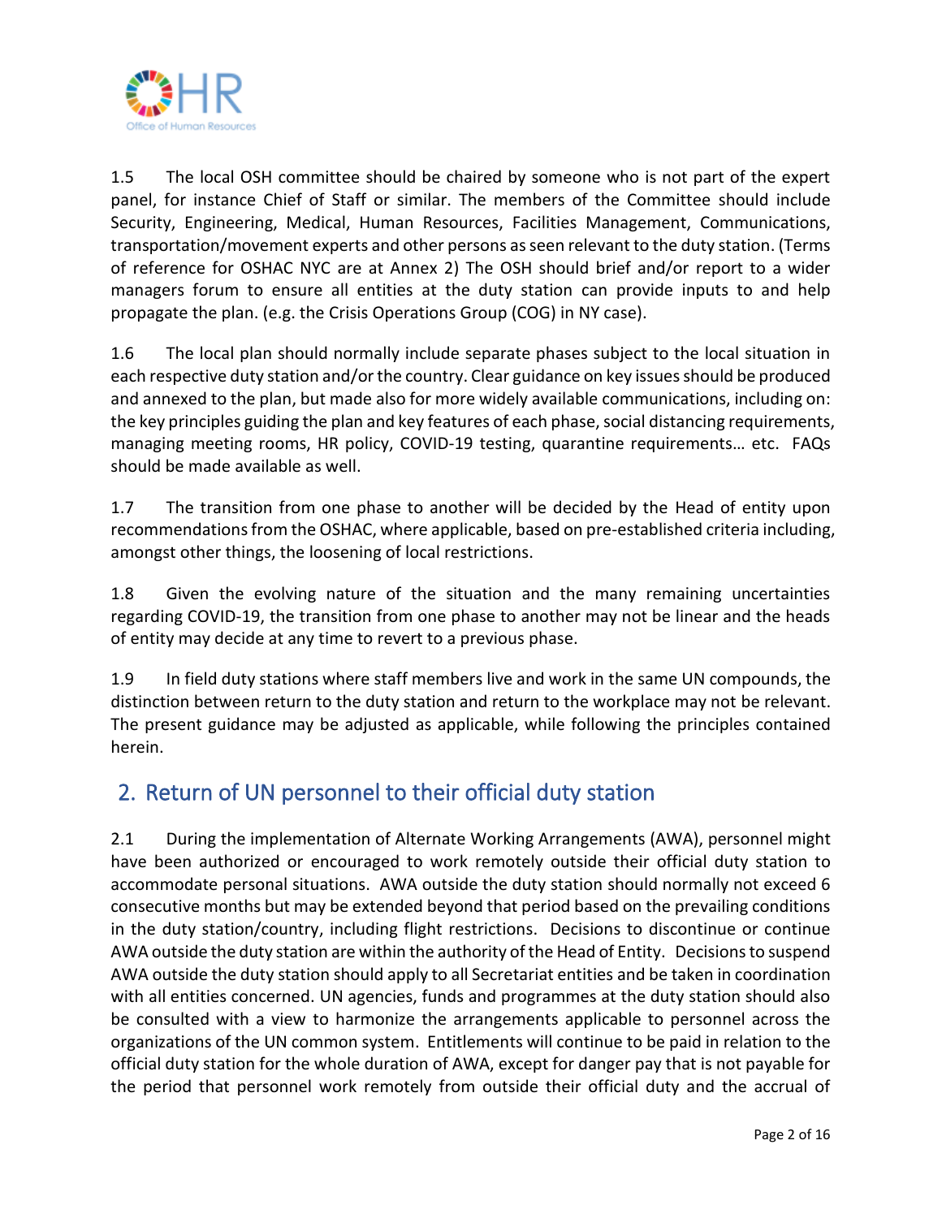1.5 The local OSH committee should be chaired by someone who is not part of the expert panel, for instance Chief of Staff or similar. The members of the Committee should include Security, Engineering, Medical, Human Resources, Facilities Management, Communications, transportation/movement experts and other persons as seen relevant to the duty station. (Terms of reference for OSHAC NYC are at Annex 2) The OSH should brief and/or report to a wider managers forum to ensure all entities at the duty station can provide inputs to and help propagate the plan. (e.g. the Crisis Operations Group (COG) in NY case).

1.6 The local plan should normally include separate phases subject to the local situation in each respective duty station and/or the country. Clear guidance on key issues should be produced and annexed to the plan, but made also for more widely available communications, including on: the key principles guiding the plan and key features of each phase, social distancing requirements, managing meeting rooms, HR policy, COVID-19 testing, quarantine requirements… etc. FAQs should be made available as well.

1.7 The transition from one phase to another will be decided by the Head of entity upon recommendations from the OSHAC, where applicable, based on pre-established criteria including, amongst other things, the loosening of local restrictions.

1.8 Given the evolving nature of the situation and the many remaining uncertainties regarding COVID-19, the transition from one phase to another may not be linear and the heads of entity may decide at any time to revert to a previous phase.

1.9 In field duty stations where staff members live and work in the same UN compounds, the distinction between return to the duty station and return to the workplace may not be relevant. The present guidance may be adjusted as applicable, while following the principles contained herein.

## 2. Return of UN personnel to their official duty station

2.1 During the implementation of Alternate Working Arrangements (AWA), personnel might have been authorized or encouraged to work remotely outside their official duty station to accommodate personal situations. AWA outside the duty station should normally not exceed 6 consecutive months but may be extended beyond that period based on the prevailing conditions in the duty station/country, including flight restrictions. Decisions to discontinue or continue AWA outside the duty station are within the authority of the Head of Entity. Decisions to suspend AWA outside the duty station should apply to all Secretariat entities and be taken in coordination with all entities concerned. UN agencies, funds and programmes at the duty station should also be consulted with a view to harmonize the arrangements applicable to personnel across the organizations of the UN common system. Entitlements will continue to be paid in relation to the official duty station for the whole duration of AWA, except for danger pay that is not payable for the period that personnel work remotely from outside their official duty and the accrual of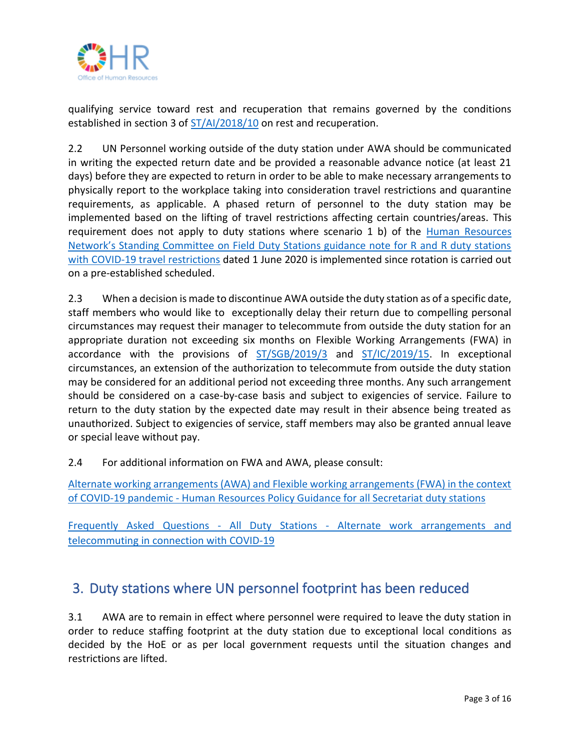qualifying service toward rest and recuperation that remains governed by the conditions established in section 3 of ST/AI/2018/10 on rest and recuperation.

2.2 UN Personnel working outside of the duty station under AWA should be communicated in writing the expected return date and be provided a reasonable advance notice (at least 21 days) before they are expected to return in order to be able to make necessary arrangements to physically report to the workplace taking into consideration travel restrictions and quarantine requirements, as applicable. A phased return of personnel to the duty station may be implemented based on the lifting of travel restrictions affecting certain countries/areas. This requirement does not apply to duty stations where scenario 1 b) of the Human Resources Network's Standing Committee on Field Duty Stations guidance note for R and R duty stations with COVID-19 travel restrictions dated 1 June 2020 is implemented since rotation is carried out on a pre-established scheduled.

2.3 When a decision is made to discontinue AWA outside the duty station as of a specific date, staff members who would like to exceptionally delay their return due to compelling personal circumstances may request their manager to telecommute from outside the duty station for an appropriate duration not exceeding six months on Flexible Working Arrangements (FWA) in accordance with the provisions of ST/SGB/2019/3 and ST/IC/2019/15. In exceptional circumstances, an extension of the authorization to telecommute from outside the duty station may be considered for an additional period not exceeding three months. Any such arrangement should be considered on a case-by-case basis and subject to exigencies of service. Failure to return to the duty station by the expected date may result in their absence being treated as unauthorized. Subject to exigencies of service, staff members may also be granted annual leave or special leave without pay.

2.4 For additional information on FWA and AWA, please consult:

Alternate working arrangements (AWA) and Flexible working arrangements (FWA) in the context of COVID-19 pandemic - Human Resources Policy Guidance for all Secretariat duty stations

Frequently Asked Questions - All Duty Stations - Alternate work arrangements and telecommuting in connection with COVID-19

## 3. Duty stations where UN personnel footprint has been reduced

3.1 AWA are to remain in effect where personnel were required to leave the duty station in order to reduce staffing footprint at the duty station due to exceptional local conditions as decided by the HoE or as per local government requests until the situation changes and restrictions are lifted.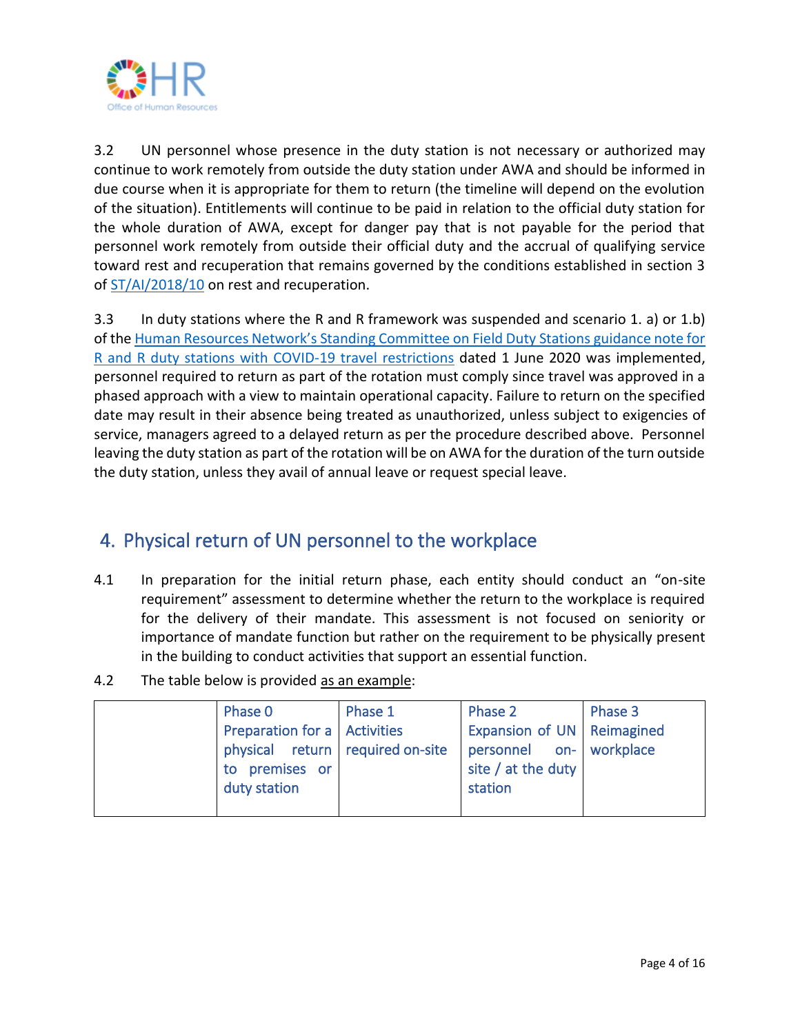3.2 UN personnel whose presence in the duty station is not necessary or authorized may continue to work remotely from outside the duty station under AWA and should be informed in due course when it is appropriate for them to return (the timeline will depend on the evolution of the situation). Entitlements will continue to be paid in relation to the official duty station for the whole duration of AWA, except for danger pay that is not payable for the period that personnel work remotely from outside their official duty and the accrual of qualifying service toward rest and recuperation that remains governed by the conditions established in section 3 of [ST/AI/2018/10](ST/AI/2018/10) on rest and recuperation.

3.3 In duty stations where the R and R framework was suspended and scenario 1. a) or 1.b) of the [Human Resources Network's Standing Committee on Field Duty Stations guidance note for R and R duty stations with COVID-19 travel restrictions](Human Resources Network's Standing Committee on Field Duty Stations guidance note for R and R duty stations with COVID-19 travel restrictions) dated 1 June 2020 was implemented, personnel required to return as part of the rotation must comply since travel was approved in a phased approach with a view to maintain operational capacity. Failure to return on the specified date may result in their absence being treated as unauthorized, unless subject to exigencies of service, managers agreed to a delayed return as per the procedure described above. Personnel leaving the duty station as part of the rotation will be on AWA for the duration of the turn outside the duty station, unless they avail of annual leave or request special leave.

## 4. Physical return of UN personnel to the workplace

4.1 In preparation for the initial return phase, each entity should conduct an "on-site requirement" assessment to determine whether the return to the workplace is required for the delivery of their mandate. This assessment is not focused on seniority or importance of mandate function but rather on the requirement to be physically present in the building to conduct activities that support an essential function.

4.2 The table below is provided as an example:

| | Phase 0 Preparation for a physical return to premises or duty station | Phase 1 Activities required on-site | Phase 2 Expansion of UN personnel on-site / at the duty station | Phase 3 Reimagined workplace |
|---|---|---|---|---|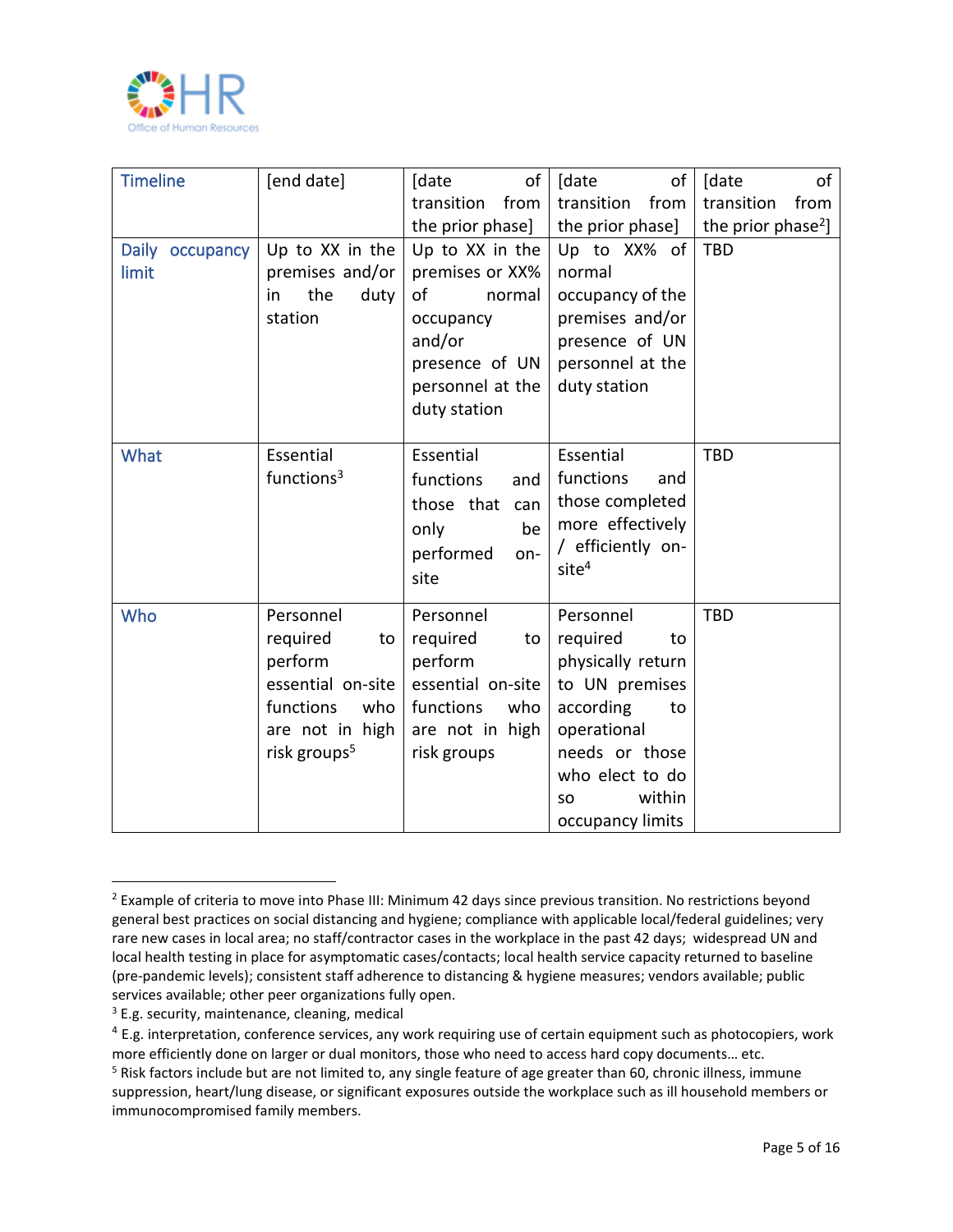| Timeline | [end date] | [date of transition from the prior phase] | [date of transition from the prior phase] | [date of transition from the prior phase[2]] |
|---|---|---|---|---|
| Daily occupancy limit | Up to XX in the premises and/or in the duty station | Up to XX in the premises or XX% of normal occupancy and/or presence of UN personnel at the duty station | Up to XX% of normal occupancy of the premises and/or presence of UN personnel at the duty station | TBD |
| What | Essential functions[3] | Essential functions and those that can only be performed on-site | Essential functions and those completed more effectively / efficiently on-site[4] | TBD |
| Who | Personnel required to perform essential on-site functions who are not in high risk groups[5] | Personnel required to perform essential on-site functions who are not in high risk groups | Personnel required to physically return to UN premises according to operational needs or those who elect to do so within occupancy limits | TBD |

[2] Example of criteria to move into Phase III: Minimum 42 days since previous transition. No restrictions beyond general best practices on social distancing and hygiene; compliance with applicable local/federal guidelines; very rare new cases in local area; no staff/contractor cases in the workplace in the past 42 days; widespread UN and local health testing in place for asymptomatic cases/contacts; local health service capacity returned to baseline (pre-pandemic levels); consistent staff adherence to distancing & hygiene measures; vendors available; public services available; other peer organizations fully open.

[3] E.g. security, maintenance, cleaning, medical

[4] E.g. interpretation, conference services, any work requiring use of certain equipment such as photocopiers, work more efficiently done on larger or dual monitors, those who need to access hard copy documents… etc.

[5] Risk factors include but are not limited to, any single feature of age greater than 60, chronic illness, immune suppression, heart/lung disease, or significant exposures outside the workplace such as ill household members or immunocompromised family members.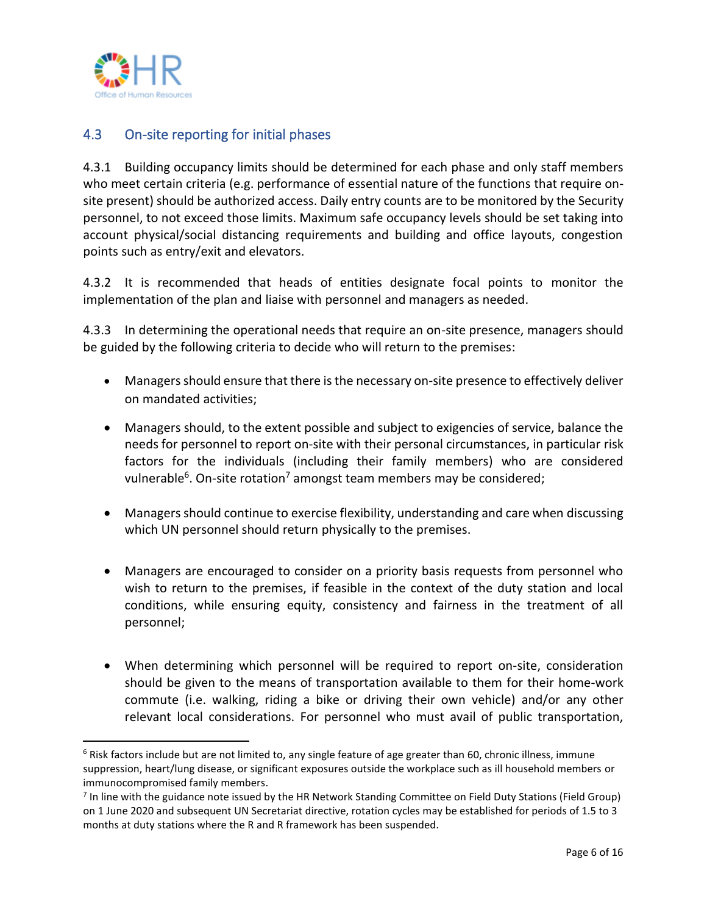## 4.3 On-site reporting for initial phases

4.3.1 Building occupancy limits should be determined for each phase and only staff members who meet certain criteria (e.g. performance of essential nature of the functions that require on-site present) should be authorized access. Daily entry counts are to be monitored by the Security personnel, to not exceed those limits. Maximum safe occupancy levels should be set taking into account physical/social distancing requirements and building and office layouts, congestion points such as entry/exit and elevators.

4.3.2 It is recommended that heads of entities designate focal points to monitor the implementation of the plan and liaise with personnel and managers as needed.

4.3.3 In determining the operational needs that require an on-site presence, managers should be guided by the following criteria to decide who will return to the premises:

- Managers should ensure that there is the necessary on-site presence to effectively deliver on mandated activities;
- Managers should, to the extent possible and subject to exigencies of service, balance the needs for personnel to report on-site with their personal circumstances, in particular risk factors for the individuals (including their family members) who are considered vulnerable[6]. On-site rotation[7] amongst team members may be considered;
- Managers should continue to exercise flexibility, understanding and care when discussing which UN personnel should return physically to the premises.
- Managers are encouraged to consider on a priority basis requests from personnel who wish to return to the premises, if feasible in the context of the duty station and local conditions, while ensuring equity, consistency and fairness in the treatment of all personnel;
- When determining which personnel will be required to report on-site, consideration should be given to the means of transportation available to them for their home-work commute (i.e. walking, riding a bike or driving their own vehicle) and/or any other relevant local considerations. For personnel who must avail of public transportation,

---

[6] Risk factors include but are not limited to, any single feature of age greater than 60, chronic illness, immune suppression, heart/lung disease, or significant exposures outside the workplace such as ill household members or immunocompromised family members.

[7] In line with the guidance note issued by the HR Network Standing Committee on Field Duty Stations (Field Group) on 1 June 2020 and subsequent UN Secretariat directive, rotation cycles may be established for periods of 1.5 to 3 months at duty stations where the R and R framework has been suspended.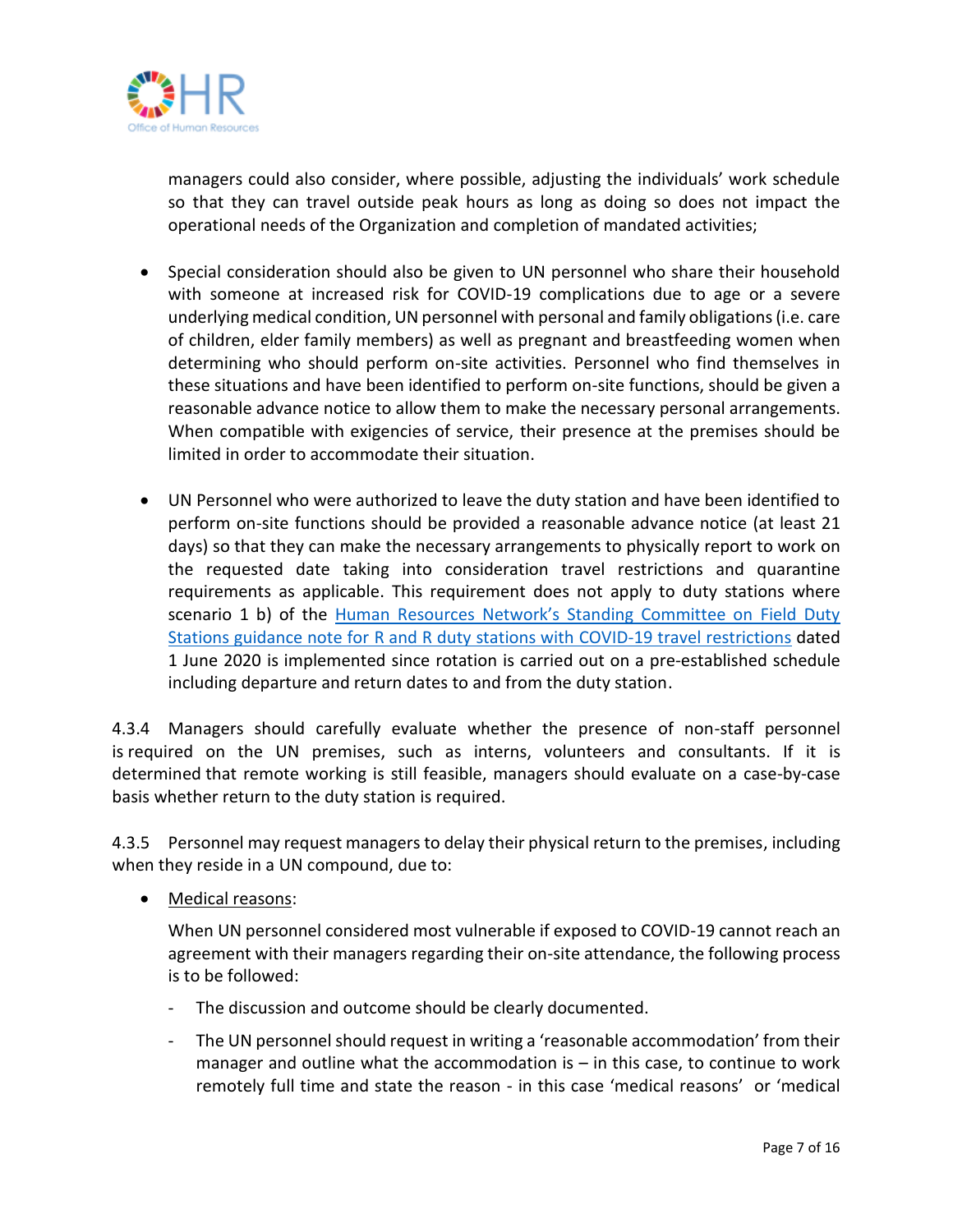managers could also consider, where possible, adjusting the individuals' work schedule so that they can travel outside peak hours as long as doing so does not impact the operational needs of the Organization and completion of mandated activities;

- Special consideration should also be given to UN personnel who share their household with someone at increased risk for COVID-19 complications due to age or a severe underlying medical condition, UN personnel with personal and family obligations (i.e. care of children, elder family members) as well as pregnant and breastfeeding women when determining who should perform on-site activities. Personnel who find themselves in these situations and have been identified to perform on-site functions, should be given a reasonable advance notice to allow them to make the necessary personal arrangements. When compatible with exigencies of service, their presence at the premises should be limited in order to accommodate their situation.

- UN Personnel who were authorized to leave the duty station and have been identified to perform on-site functions should be provided a reasonable advance notice (at least 21 days) so that they can make the necessary arrangements to physically report to work on the requested date taking into consideration travel restrictions and quarantine requirements as applicable. This requirement does not apply to duty stations where scenario 1 b) of the Human Resources Network's Standing Committee on Field Duty Stations guidance note for R and R duty stations with COVID-19 travel restrictions dated 1 June 2020 is implemented since rotation is carried out on a pre-established schedule including departure and return dates to and from the duty station.

4.3.4 Managers should carefully evaluate whether the presence of non-staff personnel is required on the UN premises, such as interns, volunteers and consultants. If it is determined that remote working is still feasible, managers should evaluate on a case-by-case basis whether return to the duty station is required.

4.3.5 Personnel may request managers to delay their physical return to the premises, including when they reside in a UN compound, due to:

- Medical reasons:

  When UN personnel considered most vulnerable if exposed to COVID-19 cannot reach an agreement with their managers regarding their on-site attendance, the following process is to be followed:

  - The discussion and outcome should be clearly documented.
  - The UN personnel should request in writing a 'reasonable accommodation' from their manager and outline what the accommodation is – in this case, to continue to work remotely full time and state the reason - in this case 'medical reasons' or 'medical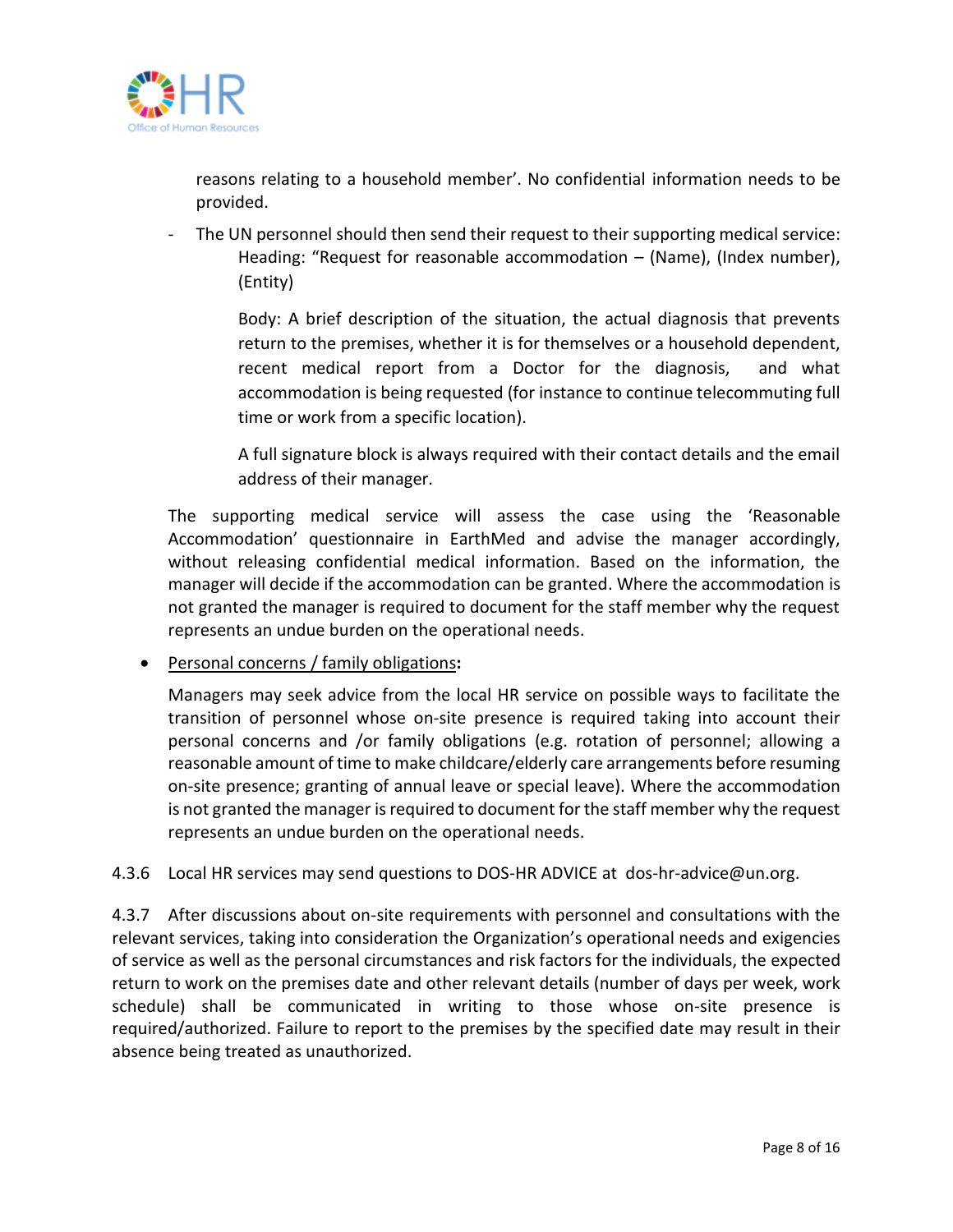reasons relating to a household member'. No confidential information needs to be provided.

- The UN personnel should then send their request to their supporting medical service:

  Heading: "Request for reasonable accommodation – (Name), (Index number), (Entity)

  Body: A brief description of the situation, the actual diagnosis that prevents return to the premises, whether it is for themselves or a household dependent, recent medical report from a Doctor for the diagnosis, and what accommodation is being requested (for instance to continue telecommuting full time or work from a specific location).

  A full signature block is always required with their contact details and the email address of their manager.

The supporting medical service will assess the case using the 'Reasonable Accommodation' questionnaire in EarthMed and advise the manager accordingly, without releasing confidential medical information. Based on the information, the manager will decide if the accommodation can be granted. Where the accommodation is not granted the manager is required to document for the staff member why the request represents an undue burden on the operational needs.

- Personal concerns / family obligations**:**

  Managers may seek advice from the local HR service on possible ways to facilitate the transition of personnel whose on-site presence is required taking into account their personal concerns and /or family obligations (e.g. rotation of personnel; allowing a reasonable amount of time to make childcare/elderly care arrangements before resuming on-site presence; granting of annual leave or special leave). Where the accommodation is not granted the manager is required to document for the staff member why the request represents an undue burden on the operational needs.

4.3.6 Local HR services may send questions to DOS-HR ADVICE at dos-hr-advice@un.org.

4.3.7 After discussions about on-site requirements with personnel and consultations with the relevant services, taking into consideration the Organization's operational needs and exigencies of service as well as the personal circumstances and risk factors for the individuals, the expected return to work on the premises date and other relevant details (number of days per week, work schedule) shall be communicated in writing to those whose on-site presence is required/authorized. Failure to report to the premises by the specified date may result in their absence being treated as unauthorized.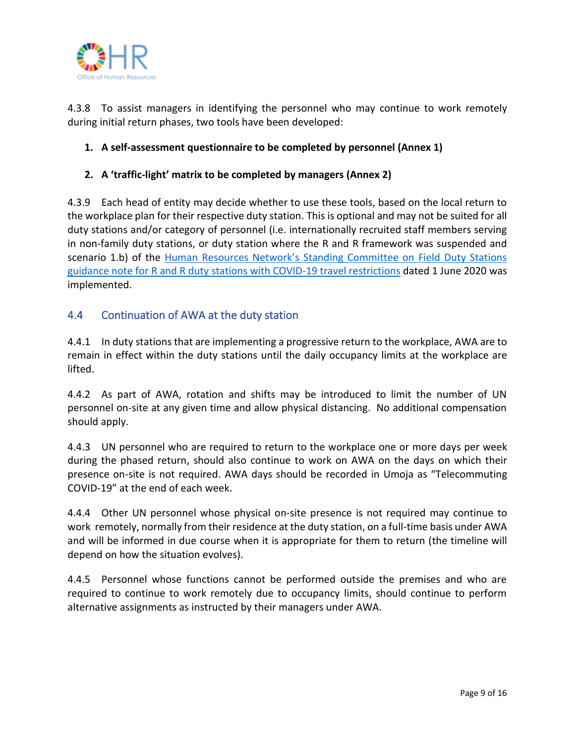4.3.8 To assist managers in identifying the personnel who may continue to work remotely during initial return phases, two tools have been developed:

1. **A self-assessment questionnaire to be completed by personnel (Annex 1)**
2. **A 'traffic-light' matrix to be completed by managers (Annex 2)**

4.3.9 Each head of entity may decide whether to use these tools, based on the local return to the workplace plan for their respective duty station. This is optional and may not be suited for all duty stations and/or category of personnel (i.e. internationally recruited staff members serving in non-family duty stations, or duty station where the R and R framework was suspended and scenario 1.b) of the Human Resources Network's Standing Committee on Field Duty Stations guidance note for R and R duty stations with COVID-19 travel restrictions dated 1 June 2020 was implemented.

## 4.4 Continuation of AWA at the duty station

4.4.1 In duty stations that are implementing a progressive return to the workplace, AWA are to remain in effect within the duty stations until the daily occupancy limits at the workplace are lifted.

4.4.2 As part of AWA, rotation and shifts may be introduced to limit the number of UN personnel on-site at any given time and allow physical distancing. No additional compensation should apply.

4.4.3 UN personnel who are required to return to the workplace one or more days per week during the phased return, should also continue to work on AWA on the days on which their presence on-site is not required. AWA days should be recorded in Umoja as "Telecommuting COVID-19" at the end of each week.

4.4.4 Other UN personnel whose physical on-site presence is not required may continue to work remotely, normally from their residence at the duty station, on a full-time basis under AWA and will be informed in due course when it is appropriate for them to return (the timeline will depend on how the situation evolves).

4.4.5 Personnel whose functions cannot be performed outside the premises and who are required to continue to work remotely due to occupancy limits, should continue to perform alternative assignments as instructed by their managers under AWA.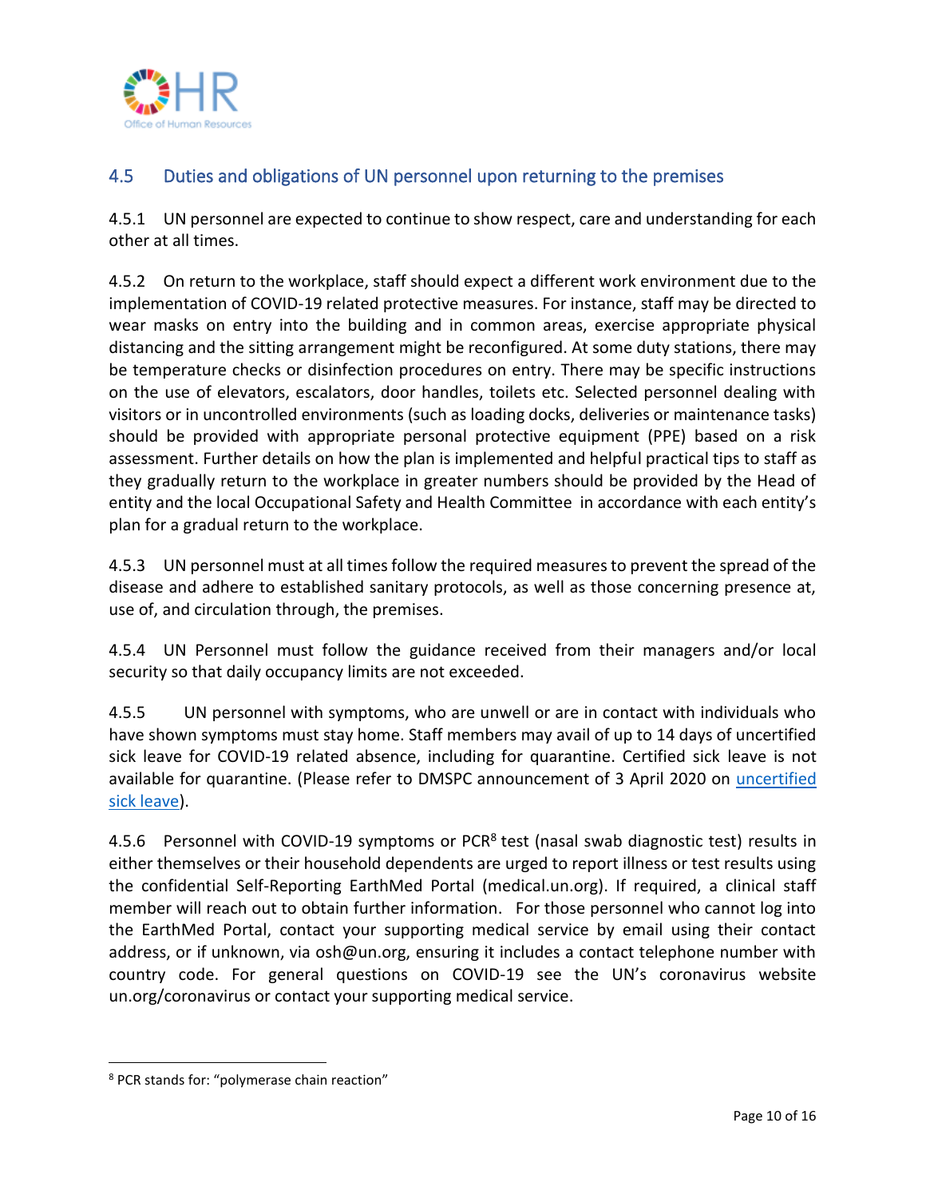## 4.5 Duties and obligations of UN personnel upon returning to the premises

4.5.1 UN personnel are expected to continue to show respect, care and understanding for each other at all times.

4.5.2 On return to the workplace, staff should expect a different work environment due to the implementation of COVID-19 related protective measures. For instance, staff may be directed to wear masks on entry into the building and in common areas, exercise appropriate physical distancing and the sitting arrangement might be reconfigured. At some duty stations, there may be temperature checks or disinfection procedures on entry. There may be specific instructions on the use of elevators, escalators, door handles, toilets etc. Selected personnel dealing with visitors or in uncontrolled environments (such as loading docks, deliveries or maintenance tasks) should be provided with appropriate personal protective equipment (PPE) based on a risk assessment. Further details on how the plan is implemented and helpful practical tips to staff as they gradually return to the workplace in greater numbers should be provided by the Head of entity and the local Occupational Safety and Health Committee in accordance with each entity's plan for a gradual return to the workplace.

4.5.3 UN personnel must at all times follow the required measures to prevent the spread of the disease and adhere to established sanitary protocols, as well as those concerning presence at, use of, and circulation through, the premises.

4.5.4 UN Personnel must follow the guidance received from their managers and/or local security so that daily occupancy limits are not exceeded.

4.5.5 UN personnel with symptoms, who are unwell or are in contact with individuals who have shown symptoms must stay home. Staff members may avail of up to 14 days of uncertified sick leave for COVID-19 related absence, including for quarantine. Certified sick leave is not available for quarantine. (Please refer to DMSPC announcement of 3 April 2020 on uncertified sick leave).

4.5.6 Personnel with COVID-19 symptoms or PCR[8] test (nasal swab diagnostic test) results in either themselves or their household dependents are urged to report illness or test results using the confidential Self-Reporting EarthMed Portal (medical.un.org). If required, a clinical staff member will reach out to obtain further information. For those personnel who cannot log into the EarthMed Portal, contact your supporting medical service by email using their contact address, or if unknown, via osh@un.org, ensuring it includes a contact telephone number with country code. For general questions on COVID-19 see the UN's coronavirus website un.org/coronavirus or contact your supporting medical service.

---

[8] PCR stands for: "polymerase chain reaction"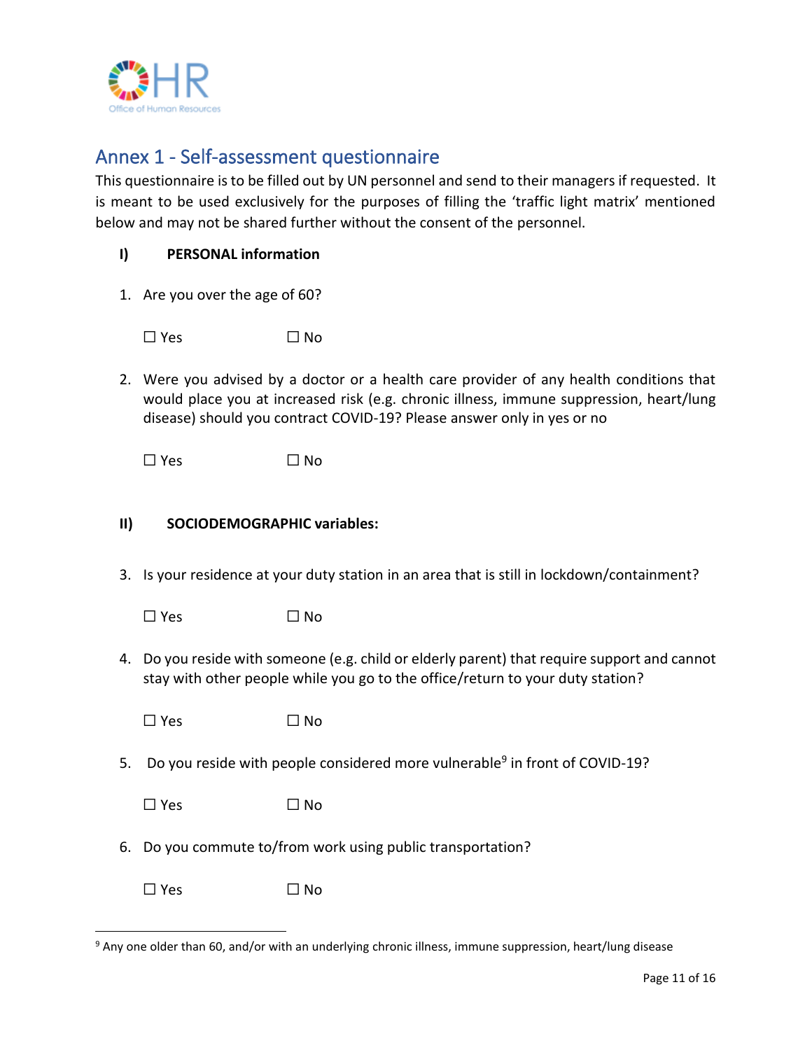## Annex 1 - Self-assessment questionnaire

This questionnaire is to be filled out by UN personnel and send to their managers if requested. It is meant to be used exclusively for the purposes of filling the 'traffic light matrix' mentioned below and may not be shared further without the consent of the personnel.

### I) PERSONAL information

1. Are you over the age of 60?

   ☐ Yes ☐ No

2. Were you advised by a doctor or a health care provider of any health conditions that would place you at increased risk (e.g. chronic illness, immune suppression, heart/lung disease) should you contract COVID-19? Please answer only in yes or no

   ☐ Yes ☐ No

### II) SOCIODEMOGRAPHIC variables:

3. Is your residence at your duty station in an area that is still in lockdown/containment?

   ☐ Yes ☐ No

4. Do you reside with someone (e.g. child or elderly parent) that require support and cannot stay with other people while you go to the office/return to your duty station?

   ☐ Yes ☐ No

5. Do you reside with people considered more vulnerable[9] in front of COVID-19?

   ☐ Yes ☐ No

6. Do you commute to/from work using public transportation?

   ☐ Yes ☐ No

[9] Any one older than 60, and/or with an underlying chronic illness, immune suppression, heart/lung disease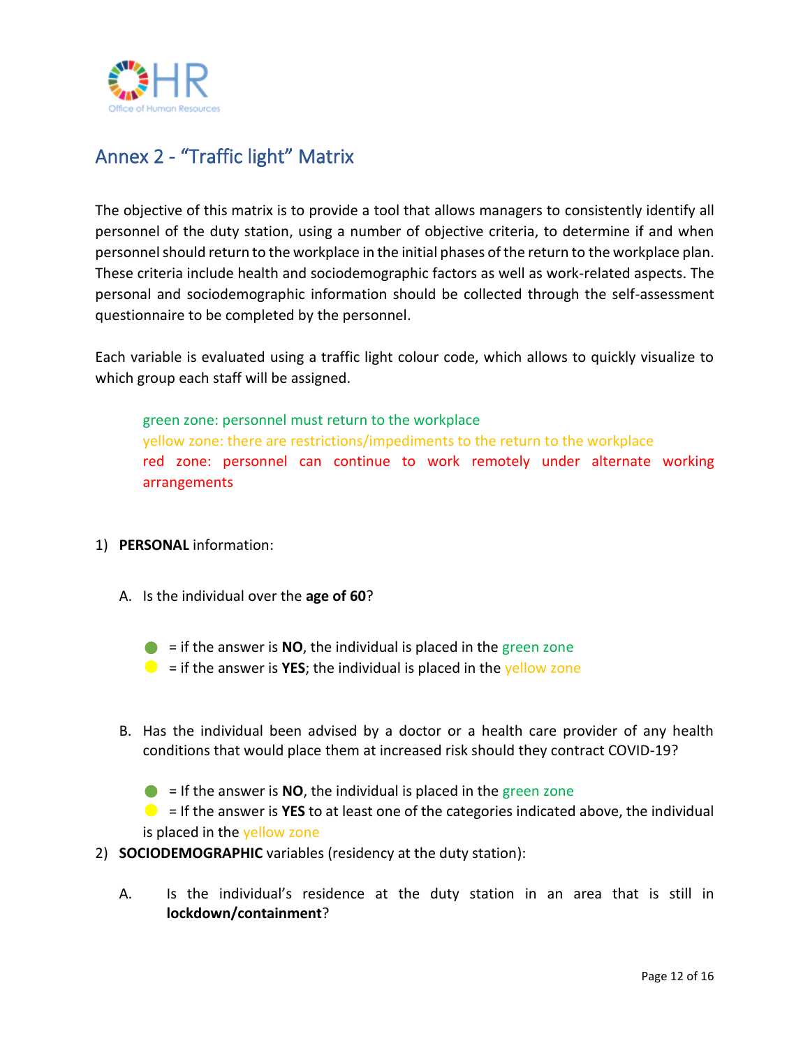## Annex 2 - “Traffic light” Matrix

The objective of this matrix is to provide a tool that allows managers to consistently identify all personnel of the duty station, using a number of objective criteria, to determine if and when personnel should return to the workplace in the initial phases of the return to the workplace plan. These criteria include health and sociodemographic factors as well as work-related aspects. The personal and sociodemographic information should be collected through the self-assessment questionnaire to be completed by the personnel.

Each variable is evaluated using a traffic light colour code, which allows to quickly visualize to which group each staff will be assigned.

> green zone: personnel must return to the workplace
> yellow zone: there are restrictions/impediments to the return to the workplace
> red zone: personnel can continue to work remotely under alternate working arrangements

1) **PERSONAL** information:

   A. Is the individual over the **age of 60**?

   - 🟢 = if the answer is **NO**, the individual is placed in the green zone
   - 🟡 = if the answer is **YES**; the individual is placed in the yellow zone

   B. Has the individual been advised by a doctor or a health care provider of any health conditions that would place them at increased risk should they contract COVID-19?

   - 🟢 = If the answer is **NO**, the individual is placed in the green zone
   - 🟡 = If the answer is **YES** to at least one of the categories indicated above, the individual is placed in the yellow zone

2) **SOCIODEMOGRAPHIC** variables (residency at the duty station):

   A. Is the individual’s residence at the duty station in an area that is still in **lockdown/containment**?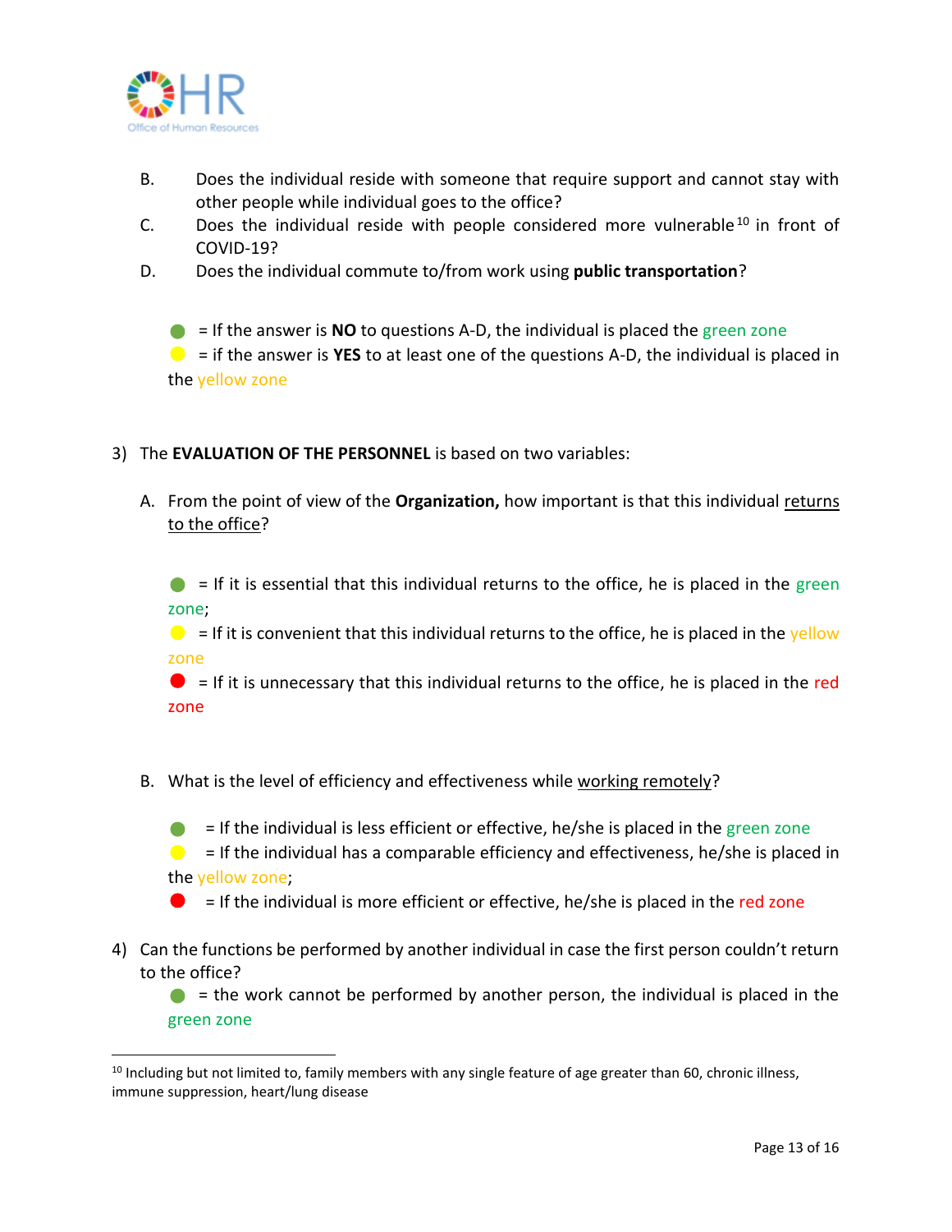B. Does the individual reside with someone that require support and cannot stay with other people while individual goes to the office?

C. Does the individual reside with people considered more vulnerable[10] in front of COVID-19?

D. Does the individual commute to/from work using **public transportation**?

🟢 = If the answer is **NO** to questions A-D, the individual is placed the green zone

🟡 = if the answer is **YES** to at least one of the questions A-D, the individual is placed in the yellow zone

3) The **EVALUATION OF THE PERSONNEL** is based on two variables:

   A. From the point of view of the **Organization,** how important is that this individual returns to the office?

   🟢 = If it is essential that this individual returns to the office, he is placed in the green zone;

   🟡 = If it is convenient that this individual returns to the office, he is placed in the yellow zone

   🔴 = If it is unnecessary that this individual returns to the office, he is placed in the red zone

   B. What is the level of efficiency and effectiveness while working remotely?

   🟢 = If the individual is less efficient or effective, he/she is placed in the green zone

   🟡 = If the individual has a comparable efficiency and effectiveness, he/she is placed in the yellow zone;

   🔴 = If the individual is more efficient or effective, he/she is placed in the red zone

4) Can the functions be performed by another individual in case the first person couldn't return to the office?

   🟢 = the work cannot be performed by another person, the individual is placed in the green zone

---

[10] Including but not limited to, family members with any single feature of age greater than 60, chronic illness, immune suppression, heart/lung disease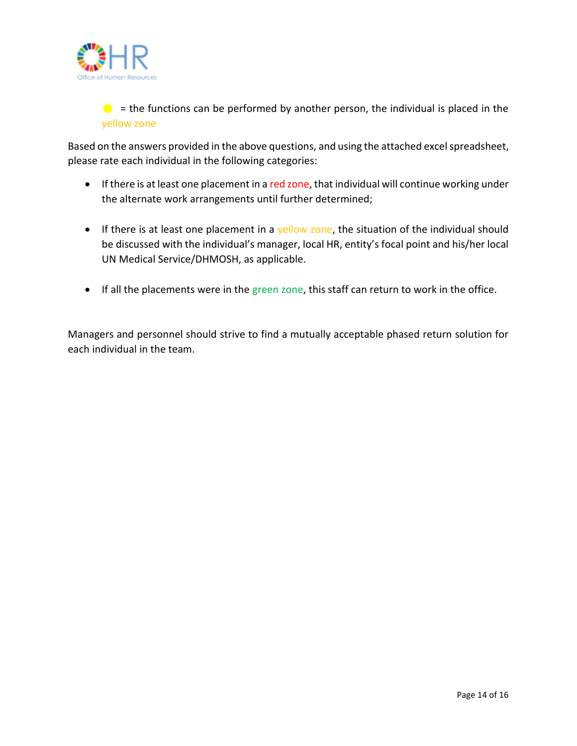🟡 = the functions can be performed by another person, the individual is placed in the yellow zone

Based on the answers provided in the above questions, and using the attached excel spreadsheet, please rate each individual in the following categories:

- If there is at least one placement in a red zone, that individual will continue working under the alternate work arrangements until further determined;
- If there is at least one placement in a yellow zone, the situation of the individual should be discussed with the individual's manager, local HR, entity's focal point and his/her local UN Medical Service/DHMOSH, as applicable.
- If all the placements were in the green zone, this staff can return to work in the office.

Managers and personnel should strive to find a mutually acceptable phased return solution for each individual in the team.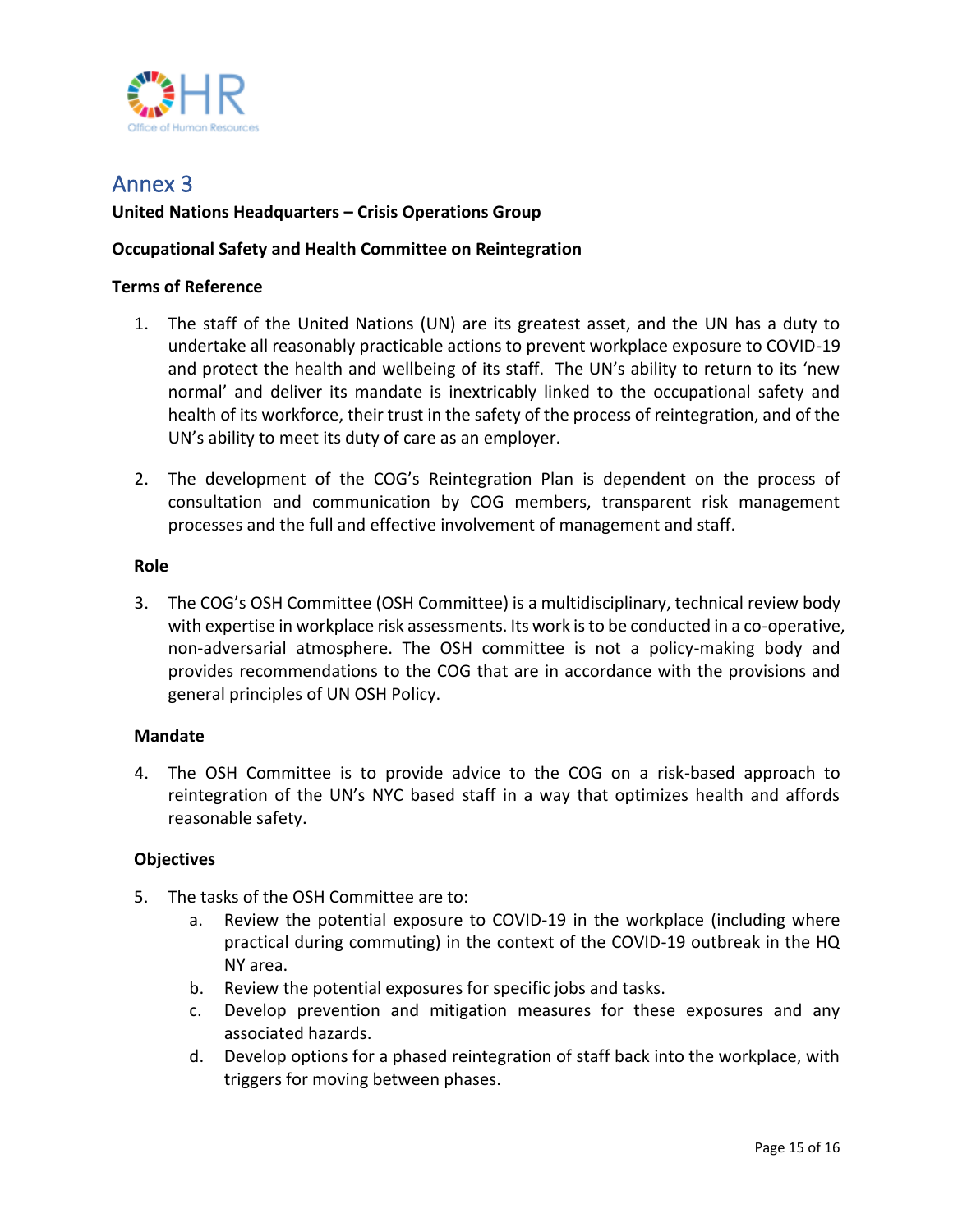# Annex 3

**United Nations Headquarters – Crisis Operations Group**

**Occupational Safety and Health Committee on Reintegration**

**Terms of Reference**

1. The staff of the United Nations (UN) are its greatest asset, and the UN has a duty to undertake all reasonably practicable actions to prevent workplace exposure to COVID-19 and protect the health and wellbeing of its staff. The UN's ability to return to its 'new normal' and deliver its mandate is inextricably linked to the occupational safety and health of its workforce, their trust in the safety of the process of reintegration, and of the UN's ability to meet its duty of care as an employer.

2. The development of the COG's Reintegration Plan is dependent on the process of consultation and communication by COG members, transparent risk management processes and the full and effective involvement of management and staff.

### Role

3. The COG's OSH Committee (OSH Committee) is a multidisciplinary, technical review body with expertise in workplace risk assessments. Its work is to be conducted in a co-operative, non-adversarial atmosphere. The OSH committee is not a policy-making body and provides recommendations to the COG that are in accordance with the provisions and general principles of UN OSH Policy.

### Mandate

4. The OSH Committee is to provide advice to the COG on a risk-based approach to reintegration of the UN's NYC based staff in a way that optimizes health and affords reasonable safety.

### Objectives

5. The tasks of the OSH Committee are to:
   a. Review the potential exposure to COVID-19 in the workplace (including where practical during commuting) in the context of the COVID-19 outbreak in the HQ NY area.
   b. Review the potential exposures for specific jobs and tasks.
   c. Develop prevention and mitigation measures for these exposures and any associated hazards.
   d. Develop options for a phased reintegration of staff back into the workplace, with triggers for moving between phases.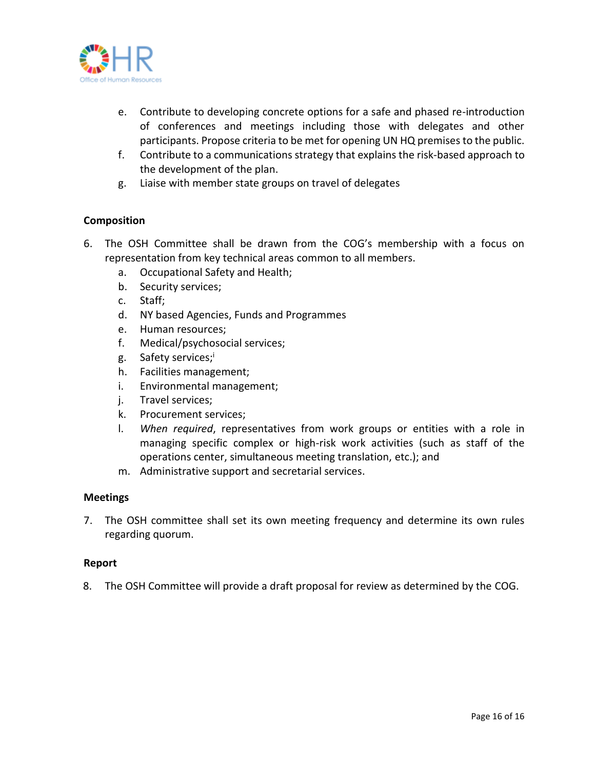e. Contribute to developing concrete options for a safe and phased re-introduction of conferences and meetings including those with delegates and other participants. Propose criteria to be met for opening UN HQ premises to the public.
f. Contribute to a communications strategy that explains the risk-based approach to the development of the plan.
g. Liaise with member state groups on travel of delegates

**Composition**

6. The OSH Committee shall be drawn from the COG's membership with a focus on representation from key technical areas common to all members.
   a. Occupational Safety and Health;
   b. Security services;
   c. Staff;
   d. NY based Agencies, Funds and Programmes
   e. Human resources;
   f. Medical/psychosocial services;
   g. Safety services;[i]
   h. Facilities management;
   i. Environmental management;
   j. Travel services;
   k. Procurement services;
   l. *When required*, representatives from work groups or entities with a role in managing specific complex or high-risk work activities (such as staff of the operations center, simultaneous meeting translation, etc.); and
   m. Administrative support and secretarial services.

**Meetings**

7. The OSH committee shall set its own meeting frequency and determine its own rules regarding quorum.

**Report**

8. The OSH Committee will provide a draft proposal for review as determined by the COG.